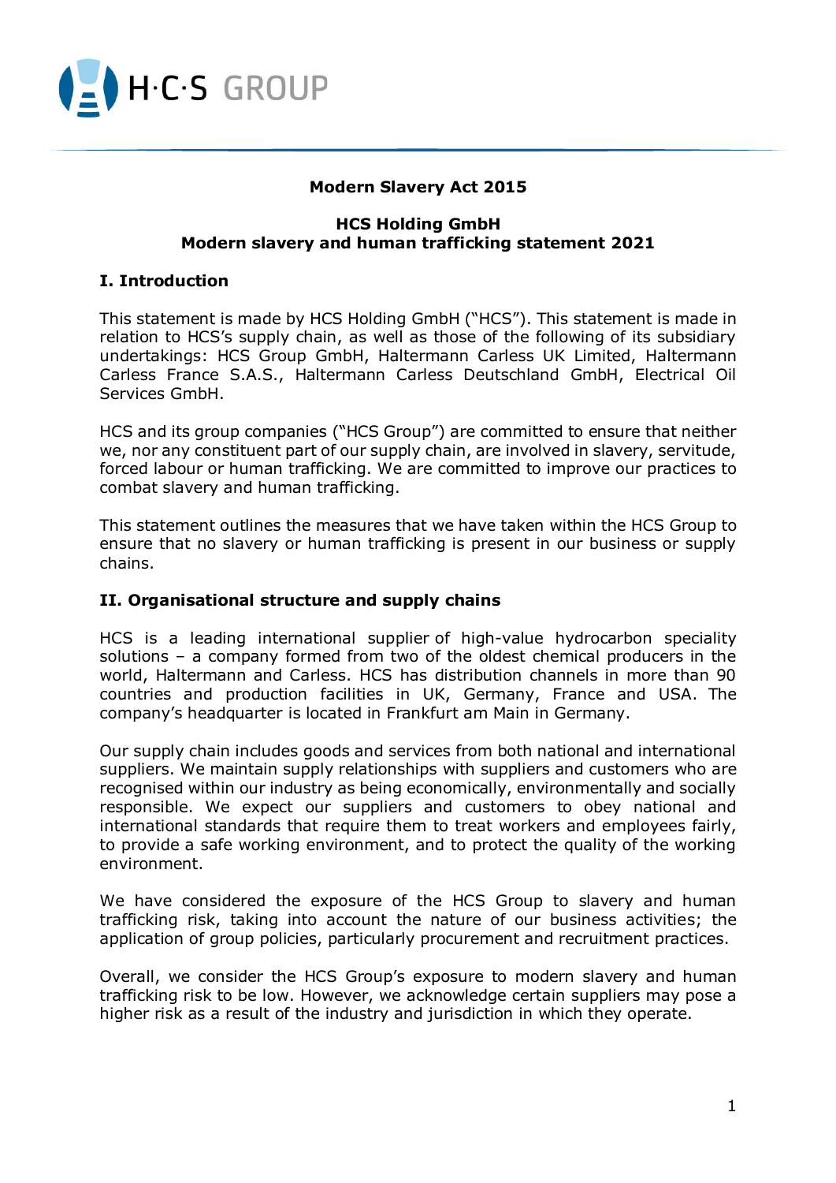**Modern Slavery Act 2015**

**HCS Holding GmbH**
**Modern slavery and human trafficking statement 2021**

## I. Introduction

This statement is made by HCS Holding GmbH ("HCS"). This statement is made in relation to HCS's supply chain, as well as those of the following of its subsidiary undertakings: HCS Group GmbH, Haltermann Carless UK Limited, Haltermann Carless France S.A.S., Haltermann Carless Deutschland GmbH, Electrical Oil Services GmbH.

HCS and its group companies ("HCS Group") are committed to ensure that neither we, nor any constituent part of our supply chain, are involved in slavery, servitude, forced labour or human trafficking. We are committed to improve our practices to combat slavery and human trafficking.

This statement outlines the measures that we have taken within the HCS Group to ensure that no slavery or human trafficking is present in our business or supply chains.

## II. Organisational structure and supply chains

HCS is a leading international supplier of high-value hydrocarbon speciality solutions – a company formed from two of the oldest chemical producers in the world, Haltermann and Carless. HCS has distribution channels in more than 90 countries and production facilities in UK, Germany, France and USA. The company's headquarter is located in Frankfurt am Main in Germany.

Our supply chain includes goods and services from both national and international suppliers. We maintain supply relationships with suppliers and customers who are recognised within our industry as being economically, environmentally and socially responsible. We expect our suppliers and customers to obey national and international standards that require them to treat workers and employees fairly, to provide a safe working environment, and to protect the quality of the working environment.

We have considered the exposure of the HCS Group to slavery and human trafficking risk, taking into account the nature of our business activities; the application of group policies, particularly procurement and recruitment practices.

Overall, we consider the HCS Group's exposure to modern slavery and human trafficking risk to be low. However, we acknowledge certain suppliers may pose a higher risk as a result of the industry and jurisdiction in which they operate.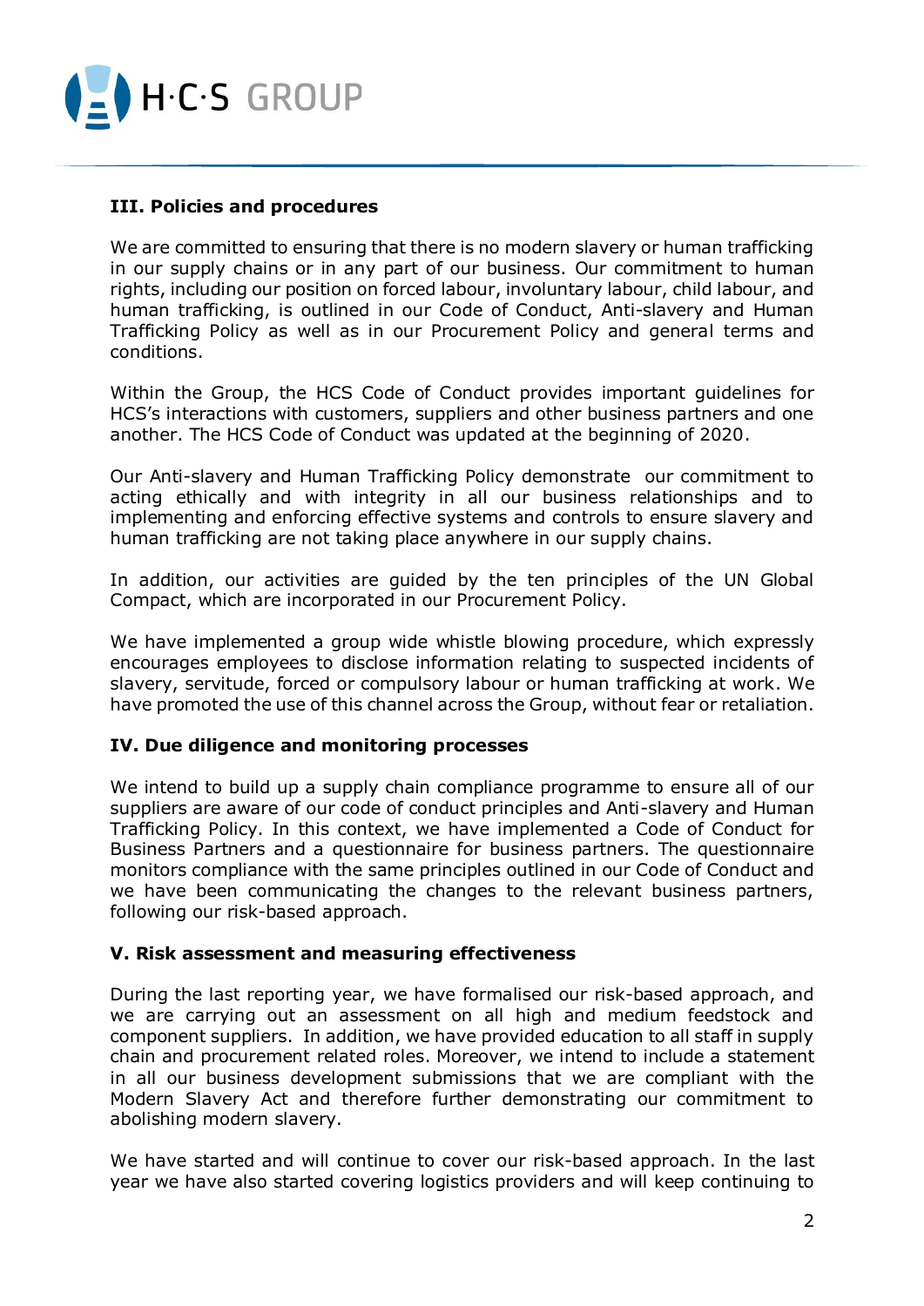## III. Policies and procedures

We are committed to ensuring that there is no modern slavery or human trafficking in our supply chains or in any part of our business. Our commitment to human rights, including our position on forced labour, involuntary labour, child labour, and human trafficking, is outlined in our Code of Conduct, Anti-slavery and Human Trafficking Policy as well as in our Procurement Policy and general terms and conditions.

Within the Group, the HCS Code of Conduct provides important guidelines for HCS's interactions with customers, suppliers and other business partners and one another. The HCS Code of Conduct was updated at the beginning of 2020.

Our Anti-slavery and Human Trafficking Policy demonstrate our commitment to acting ethically and with integrity in all our business relationships and to implementing and enforcing effective systems and controls to ensure slavery and human trafficking are not taking place anywhere in our supply chains.

In addition, our activities are guided by the ten principles of the UN Global Compact, which are incorporated in our Procurement Policy.

We have implemented a group wide whistle blowing procedure, which expressly encourages employees to disclose information relating to suspected incidents of slavery, servitude, forced or compulsory labour or human trafficking at work. We have promoted the use of this channel across the Group, without fear or retaliation.

## IV. Due diligence and monitoring processes

We intend to build up a supply chain compliance programme to ensure all of our suppliers are aware of our code of conduct principles and Anti-slavery and Human Trafficking Policy. In this context, we have implemented a Code of Conduct for Business Partners and a questionnaire for business partners. The questionnaire monitors compliance with the same principles outlined in our Code of Conduct and we have been communicating the changes to the relevant business partners, following our risk-based approach.

## V. Risk assessment and measuring effectiveness

During the last reporting year, we have formalised our risk-based approach, and we are carrying out an assessment on all high and medium feedstock and component suppliers. In addition, we have provided education to all staff in supply chain and procurement related roles. Moreover, we intend to include a statement in all our business development submissions that we are compliant with the Modern Slavery Act and therefore further demonstrating our commitment to abolishing modern slavery.

We have started and will continue to cover our risk-based approach. In the last year we have also started covering logistics providers and will keep continuing to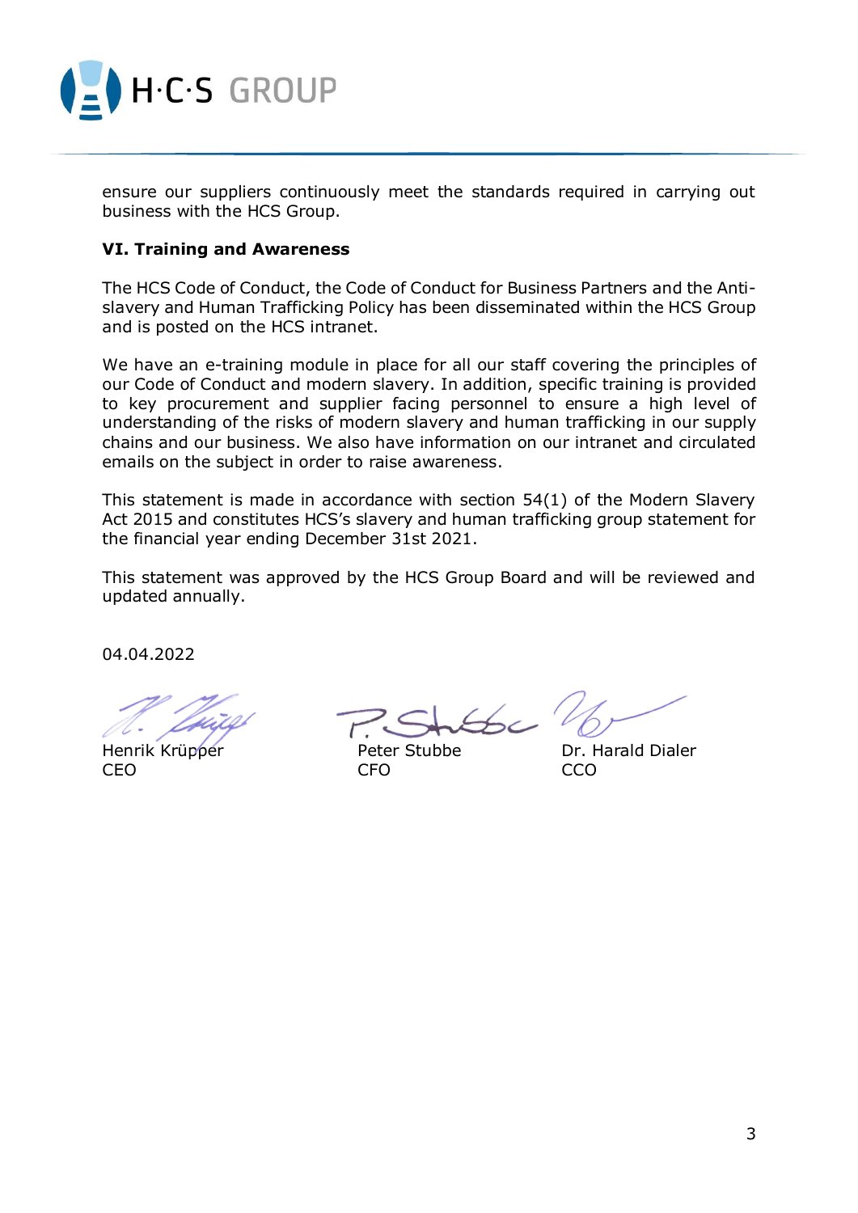ensure our suppliers continuously meet the standards required in carrying out business with the HCS Group.

**VI. Training and Awareness**

The HCS Code of Conduct, the Code of Conduct for Business Partners and the Anti-slavery and Human Trafficking Policy has been disseminated within the HCS Group and is posted on the HCS intranet.

We have an e-training module in place for all our staff covering the principles of our Code of Conduct and modern slavery. In addition, specific training is provided to key procurement and supplier facing personnel to ensure a high level of understanding of the risks of modern slavery and human trafficking in our supply chains and our business. We also have information on our intranet and circulated emails on the subject in order to raise awareness.

This statement is made in accordance with section 54(1) of the Modern Slavery Act 2015 and constitutes HCS's slavery and human trafficking group statement for the financial year ending December 31st 2021.

This statement was approved by the HCS Group Board and will be reviewed and updated annually.

04.04.2022

Henrik Krüpper
CEO

Peter Stubbe
CFO

Dr. Harald Dialer
CCO